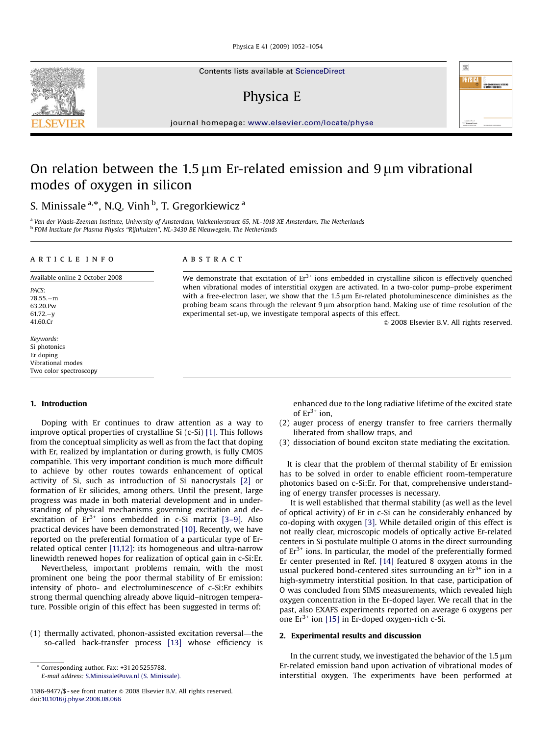# On relation between the 1.5 μm Er-related emission and 9 μm vibrational modes of oxygen in silicon

S. Minissale [a,*], N.Q. Vinh [b], T. Gregorkiewicz [a]

[a] Van der Waals-Zeeman Institute, University of Amsterdam, Valckenierstraat 65, NL-1018 XE Amsterdam, The Netherlands
[b] FOM Institute for Plasma Physics "Rijnhuizen", NL-3430 BE Nieuwegein, The Netherlands

**ARTICLE INFO**

Available online 2 October 2008

*PACS:*
78.55.−m
63.20.Pw
61.72.−y
41.60.Cr

*Keywords:*
Si photonics
Er doping
Vibrational modes
Two color spectroscopy

**ABSTRACT**

We demonstrate that excitation of $Er^{3+}$ ions embedded in crystalline silicon is effectively quenched when vibrational modes of interstitial oxygen are activated. In a two-color pump–probe experiment with a free-electron laser, we show that the 1.5 μm Er-related photoluminescence diminishes as the probing beam scans through the relevant 9 μm absorption band. Making use of time resolution of the experimental set-up, we investigate temporal aspects of this effect.

© 2008 Elsevier B.V. All rights reserved.

## 1. Introduction

Doping with Er continues to draw attention as a way to improve optical properties of crystalline Si (c-Si) [1]. This follows from the conceptual simplicity as well as from the fact that doping with Er, realized by implantation or during growth, is fully CMOS compatible. This very important condition is much more difficult to achieve by other routes towards enhancement of optical activity of Si, such as introduction of Si nanocrystals [2] or formation of Er silicides, among others. Until the present, large progress was made in both material development and in understanding of physical mechanisms governing excitation and de-excitation of $Er^{3+}$ ions embedded in c-Si matrix [3–9]. Also practical devices have been demonstrated [10]. Recently, we have reported on the preferential formation of a particular type of Er-related optical center [11,12]: its homogeneous and ultra-narrow linewidth renewed hopes for realization of optical gain in c-Si:Er.

Nevertheless, important problems remain, with the most prominent one being the poor thermal stability of Er emission: intensity of photo- and electroluminescence of c-Si:Er exhibits strong thermal quenching already above liquid–nitrogen temperature. Possible origin of this effect has been suggested in terms of:

(1) thermally activated, phonon-assisted excitation reversal—the so-called back-transfer process [13] whose efficiency is enhanced due to the long radiative lifetime of the excited state of $Er^{3+}$ ion,
(2) auger process of energy transfer to free carriers thermally liberated from shallow traps, and
(3) dissociation of bound exciton state mediating the excitation.

It is clear that the problem of thermal stability of Er emission has to be solved in order to enable efficient room-temperature photonics based on c-Si:Er. For that, comprehensive understanding of energy transfer processes is necessary.

It is well established that thermal stability (as well as the level of optical activity) of Er in c-Si can be considerably enhanced by co-doping with oxygen [3]. While detailed origin of this effect is not really clear, microscopic models of optically active Er-related centers in Si postulate multiple O atoms in the direct surrounding of $Er^{3+}$ ions. In particular, the model of the preferentially formed Er center presented in Ref. [14] featured 8 oxygen atoms in the usual puckered bond-centered sites surrounding an $Er^{3+}$ ion in a high-symmetry interstitial position. In that case, participation of O was concluded from SIMS measurements, which revealed high oxygen concentration in the Er-doped layer. We recall that in the past, also EXAFS experiments reported on average 6 oxygens per one $Er^{3+}$ ion [15] in Er-doped oxygen-rich c-Si.

## 2. Experimental results and discussion

In the current study, we investigated the behavior of the 1.5 μm Er-related emission band upon activation of vibrational modes of interstitial oxygen. The experiments have been performed at

* Corresponding author. Fax: +31 20 5255788.
E-mail address: S.Minissale@uva.nl (S. Minissale).

1386-9477/$ - see front matter © 2008 Elsevier B.V. All rights reserved.
doi:10.1016/j.physe.2008.08.066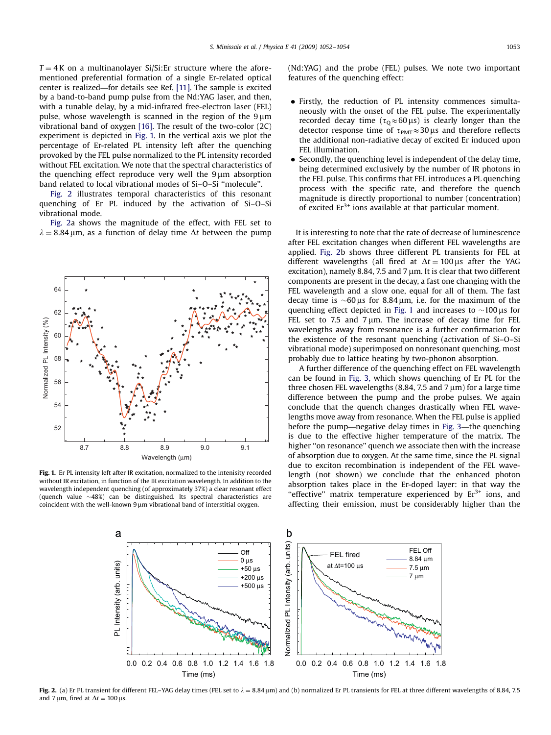$T = 4\,\mathrm{K}$ on a multinanolayer Si/Si:Er structure where the aforementioned preferential formation of a single Er-related optical center is realized—for details see Ref. [11]. The sample is excited by a band-to-band pump pulse from the Nd:YAG laser, and then, with a tunable delay, by a mid-infrared free-electron laser (FEL) pulse, whose wavelength is scanned in the region of the $9\,\mu\mathrm{m}$ vibrational band of oxygen [16]. The result of the two-color (2C) experiment is depicted in Fig. 1. In the vertical axis we plot the percentage of Er-related PL intensity left after the quenching provoked by the FEL pulse normalized to the PL intensity recorded without FEL excitation. We note that the spectral characteristics of the quenching effect reproduce very well the $9\,\mu\mathrm{m}$ absorption band related to local vibrational modes of Si–O–Si "molecule".

Fig. 2 illustrates temporal characteristics of this resonant quenching of Er PL induced by the activation of Si–O–Si vibrational mode.

Fig. 2a shows the magnitude of the effect, with FEL set to $\lambda = 8.84\,\mu\mathrm{m}$, as a function of delay time $\Delta t$ between the pump (Nd:YAG) and the probe (FEL) pulses. We note two important features of the quenching effect:

- Firstly, the reduction of PL intensity commences simultaneously with the onset of the FEL pulse. The experimentally recorded decay time ($\tau_Q \approx 60\,\mu\mathrm{s}$) is clearly longer than the detector response time of $\tau_{PMT} \approx 30\,\mu\mathrm{s}$ and therefore reflects the additional non-radiative decay of excited Er induced upon FEL illumination.
- Secondly, the quenching level is independent of the delay time, being determined exclusively by the number of IR photons in the FEL pulse. This confirms that FEL introduces a PL quenching process with the specific rate, and therefore the quench magnitude is directly proportional to number (concentration) of excited $Er^{3+}$ ions available at that particular moment.

Fig. 1. Er PL intensity left after IR excitation, normalized to the intenisity recorded without IR excitation, in function of the IR excitation wavelength. In addition to the wavelength independent quenching (of approximately 37%) a clear resonant effect (quench value ~48%) can be distinguished. Its spectral characteristics are coincident with the well-known $9\,\mu\mathrm{m}$ vibrational band of interstitial oxygen.

It is interesting to note that the rate of decrease of luminescence after FEL excitation changes when different FEL wavelengths are applied. Fig. 2b shows three different PL transients for FEL at different wavelengths (all fired at $\Delta t = 100\,\mu\mathrm{s}$ after the YAG excitation), namely 8.84, 7.5 and $7\,\mu\mathrm{m}$. It is clear that two different components are present in the decay, a fast one changing with the FEL wavelength and a slow one, equal for all of them. The fast decay time is $\sim 60\,\mu\mathrm{s}$ for $8.84\,\mu\mathrm{m}$, i.e. for the maximum of the quenching effect depicted in Fig. 1 and increases to $\sim 100\,\mu\mathrm{s}$ for FEL set to 7.5 and $7\,\mu\mathrm{m}$. The increase of decay time for FEL wavelengths away from resonance is a further confirmation for the existence of the resonant quenching (activation of Si–O–Si vibrational mode) superimposed on nonresonant quenching, most probably due to lattice heating by two-phonon absorption.

A further difference of the quenching effect on FEL wavelength can be found in Fig. 3, which shows quenching of Er PL for the three chosen FEL wavelengths (8.84, 7.5 and $7\,\mu\mathrm{m}$) for a large time difference between the pump and the probe pulses. We again conclude that the quench changes drastically when FEL wavelengths move away from resonance. When the FEL pulse is applied before the pump—negative delay times in Fig. 3—the quenching is due to the effective higher temperature of the matrix. The higher "on resonance" quench we associate then with the increase of absorption due to oxygen. At the same time, since the PL signal due to exciton recombination is independent of the FEL wavelength (not shown) we conclude that the enhanced photon absorption takes place in the Er-doped layer: in that way the "effective" matrix temperature experienced by $Er^{3+}$ ions, and affecting their emission, must be considerably higher than the

Fig. 2. (a) Er PL transient for different FEL–YAG delay times (FEL set to $\lambda = 8.84\,\mu\mathrm{m}$) and (b) normalized Er PL transients for FEL at three different wavelengths of 8.84, 7.5 and $7\,\mu\mathrm{m}$, fired at $\Delta t = 100\,\mu\mathrm{s}$.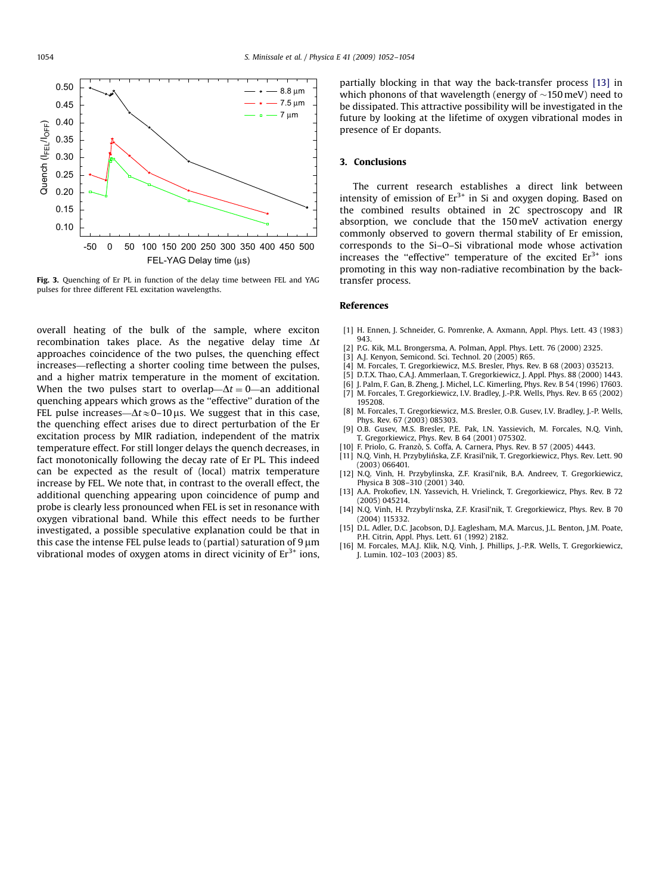Quench ($I_{FEL}/I_{OFF}$)

0.50
0.45
0.40
0.35
0.30
0.25
0.20
0.15
0.10

-50 0 50 100 150 200 250 300 350 400 450 500

FEL-YAG Delay time (µs)

8.8 µm
7.5 µm
7 µm

**Fig. 3.** Quenching of Er PL in function of the delay time between FEL and YAG pulses for three different FEL excitation wavelengths.

overall heating of the bulk of the sample, where exciton recombination takes place. As the negative delay time $\Delta t$ approaches coincidence of the two pulses, the quenching effect increases—reflecting a shorter cooling time between the pulses, and a higher matrix temperature in the moment of excitation. When the two pulses start to overlap—$\Delta t = 0$—an additional quenching appears which grows as the "effective" duration of the FEL pulse increases—$\Delta t \approx 0$–$10\,\mu$s. We suggest that in this case, the quenching effect arises due to direct perturbation of the Er excitation process by MIR radiation, independent of the matrix temperature effect. For still longer delays the quench decreases, in fact monotonically following the decay rate of Er PL. This indeed can be expected as the result of (local) matrix temperature increase by FEL. We note that, in contrast to the overall effect, the additional quenching appearing upon coincidence of pump and probe is clearly less pronounced when FEL is set in resonance with oxygen vibrational band. While this effect needs to be further investigated, a possible speculative explanation could be that in this case the intense FEL pulse leads to (partial) saturation of 9 µm vibrational modes of oxygen atoms in direct vicinity of $Er^{3+}$ ions, partially blocking in that way the back-transfer process [13] in which phonons of that wavelength (energy of ~150 meV) need to be dissipated. This attractive possibility will be investigated in the future by looking at the lifetime of oxygen vibrational modes in presence of Er dopants.

## 3. Conclusions

The current research establishes a direct link between intensity of emission of $Er^{3+}$ in Si and oxygen doping. Based on the combined results obtained in 2C spectroscopy and IR absorption, we conclude that the 150 meV activation energy commonly observed to govern thermal stability of Er emission, corresponds to the Si–O–Si vibrational mode whose activation increases the "effective" temperature of the excited $Er^{3+}$ ions promoting in this way non-radiative recombination by the back-transfer process.

## References

[1] H. Ennen, J. Schneider, G. Pomrenke, A. Axmann, Appl. Phys. Lett. 43 (1983) 943.
[2] P.G. Kik, M.L. Brongersma, A. Polman, Appl. Phys. Lett. 76 (2000) 2325.
[3] A.J. Kenyon, Semicond. Sci. Technol. 20 (2005) R65.
[4] M. Forcales, T. Gregorkiewicz, M.S. Bresler, Phys. Rev. B 68 (2003) 035213.
[5] D.T.X. Thao, C.A.J. Ammerlaan, T. Gregorkiewicz, J. Appl. Phys. 88 (2000) 1443.
[6] J. Palm, F. Gan, B. Zheng, J. Michel, L.C. Kimerling, Phys. Rev. B 54 (1996) 17603.
[7] M. Forcales, T. Gregorkiewicz, I.V. Bradley, J.-P.R. Wells, Phys. Rev. B 65 (2002) 195208.
[8] M. Forcales, T. Gregorkiewicz, M.S. Bresler, O.B. Gusev, I.V. Bradley, J.-P. Wells, Phys. Rev. 67 (2003) 085303.
[9] O.B. Gusev, M.S. Bresler, P.E. Pak, I.N. Yassievich, M. Forcales, N.Q. Vinh, T. Gregorkiewicz, Phys. Rev. B 64 (2001) 075302.
[10] F. Priolo, G. Franzò, S. Coffa, A. Carnera, Phys. Rev. B 57 (2005) 4443.
[11] N.Q. Vinh, H. Przybylińska, Z.F. Krasil'nik, T. Gregorkiewicz, Phys. Rev. Lett. 90 (2003) 066401.
[12] N.Q. Vinh, H. Przybylinska, Z.F. Krasil'nik, B.A. Andreev, T. Gregorkiewicz, Physica B 308–310 (2001) 340.
[13] A.A. Prokofiev, I.N. Yassevich, H. Vrielinck, T. Gregorkiewicz, Phys. Rev. B 72 (2005) 045214.
[14] N.Q. Vinh, H. Przybyli'nska, Z.F. Krasil'nik, T. Gregorkiewicz, Phys. Rev. B 70 (2004) 115332.
[15] D.L. Adler, D.C. Jacobson, D.J. Eaglesham, M.A. Marcus, J.L. Benton, J.M. Poate, P.H. Citrin, Appl. Phys. Lett. 61 (1992) 2182.
[16] M. Forcales, M.A.J. Klik, N.Q. Vinh, J. Phillips, J.-P.R. Wells, T. Gregorkiewicz, J. Lumin. 102–103 (2003) 85.